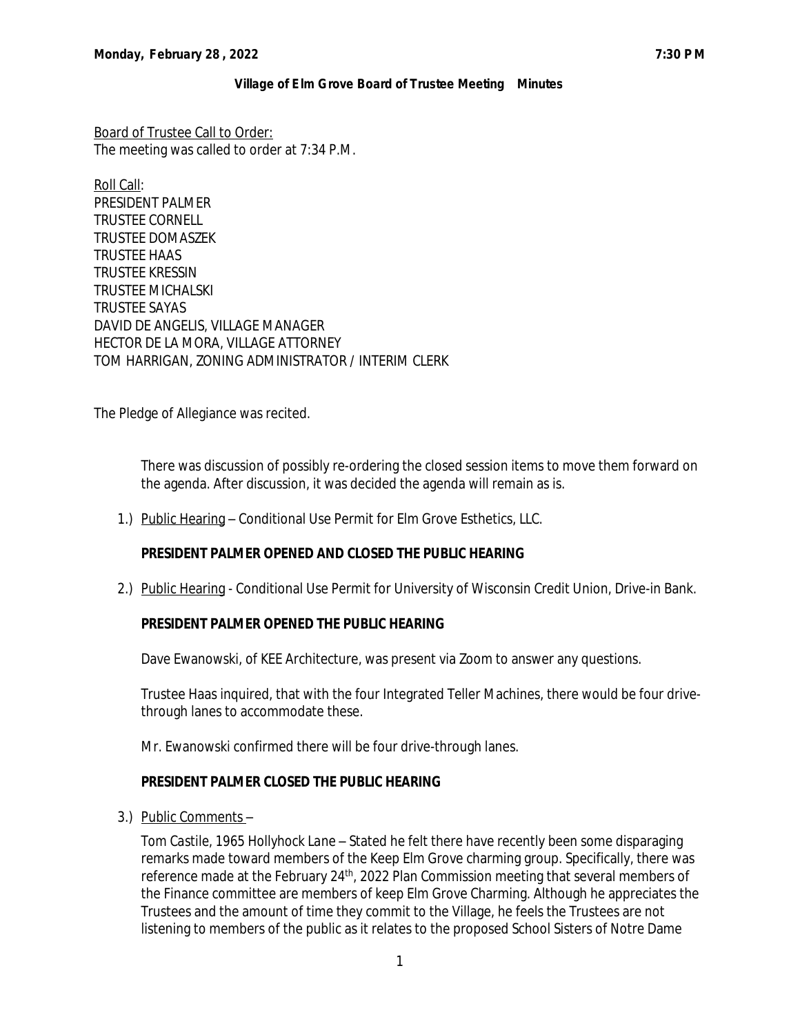**Monday, February 28 , 2022** **7:30 P M**

**Village of Elm Grove Board of Trustee Meeting Minutes**

Board of Trustee Call to Order:
The meeting was called to order at 7:34 P.M.

Roll Call:
PRESIDENT PALMER
TRUSTEE CORNELL
TRUSTEE DOMASZEK
TRUSTEE HAAS
TRUSTEE KRESSIN
TRUSTEE MICHALSKI
TRUSTEE SAYAS
DAVID DE ANGELIS, VILLAGE MANAGER
HECTOR DE LA MORA, VILLAGE ATTORNEY
TOM HARRIGAN, ZONING ADMINISTRATOR / INTERIM CLERK

The Pledge of Allegiance was recited.

There was discussion of possibly re-ordering the closed session items to move them forward on the agenda. After discussion, it was decided the agenda will remain as is.

1.) Public Hearing – Conditional Use Permit for Elm Grove Esthetics, LLC.

**PRESIDENT PALMER OPENED AND CLOSED THE PUBLIC HEARING**

2.) Public Hearing - Conditional Use Permit for University of Wisconsin Credit Union, Drive-in Bank.

**PRESIDENT PALMER OPENED THE PUBLIC HEARING**

Dave Ewanowski, of KEE Architecture, was present via Zoom to answer any questions.

Trustee Haas inquired, that with the four Integrated Teller Machines, there would be four drive-through lanes to accommodate these.

Mr. Ewanowski confirmed there will be four drive-through lanes.

**PRESIDENT PALMER CLOSED THE PUBLIC HEARING**

3.) Public Comments –

Tom Castile, 1965 Hollyhock Lane – Stated he felt there have recently been some disparaging remarks made toward members of the Keep Elm Grove charming group. Specifically, there was reference made at the February 24th, 2022 Plan Commission meeting that several members of the Finance committee are members of keep Elm Grove Charming. Although he appreciates the Trustees and the amount of time they commit to the Village, he feels the Trustees are not listening to members of the public as it relates to the proposed School Sisters of Notre Dame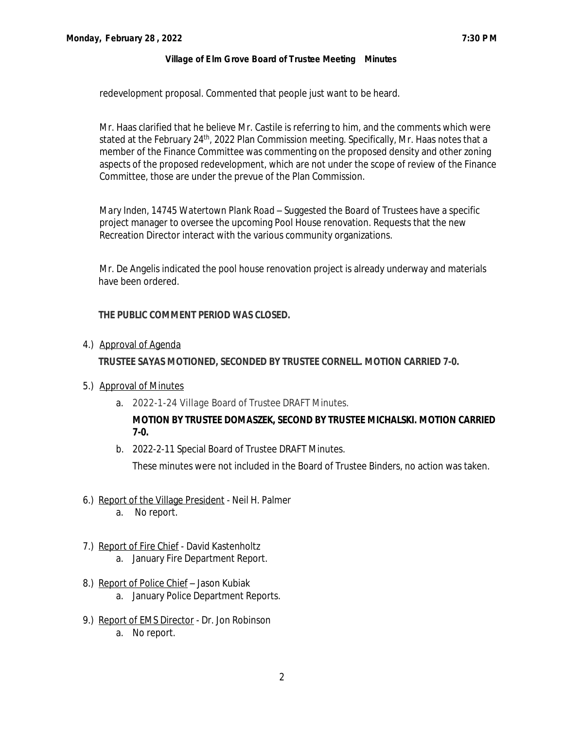redevelopment proposal. Commented that people just want to be heard.

Mr. Haas clarified that he believe Mr. Castile is referring to him, and the comments which were stated at the February 24th, 2022 Plan Commission meeting. Specifically, Mr. Haas notes that a member of the Finance Committee was commenting on the proposed density and other zoning aspects of the proposed redevelopment, which are not under the scope of review of the Finance Committee, those are under the prevue of the Plan Commission.

Mary Inden, 14745 Watertown Plank Road – Suggested the Board of Trustees have a specific project manager to oversee the upcoming Pool House renovation. Requests that the new Recreation Director interact with the various community organizations.

Mr. De Angelis indicated the pool house renovation project is already underway and materials have been ordered.

**THE PUBLIC COMMENT PERIOD WAS CLOSED.**

4.) Approval of Agenda

**TRUSTEE SAYAS MOTIONED, SECONDED BY TRUSTEE CORNELL. MOTION CARRIED 7-0.**

5.) Approval of Minutes

a. 2022-1-24 Village Board of Trustee DRAFT Minutes.

**MOTION BY TRUSTEE DOMASZEK, SECOND BY TRUSTEE MICHALSKI. MOTION CARRIED 7-0.**

b. 2022-2-11 Special Board of Trustee DRAFT Minutes.

These minutes were not included in the Board of Trustee Binders, no action was taken.

6.) Report of the Village President - Neil H. Palmer

a. No report.

7.) Report of Fire Chief - David Kastenholtz

a. January Fire Department Report.

8.) Report of Police Chief – Jason Kubiak

a. January Police Department Reports.

9.) Report of EMS Director - Dr. Jon Robinson

a. No report.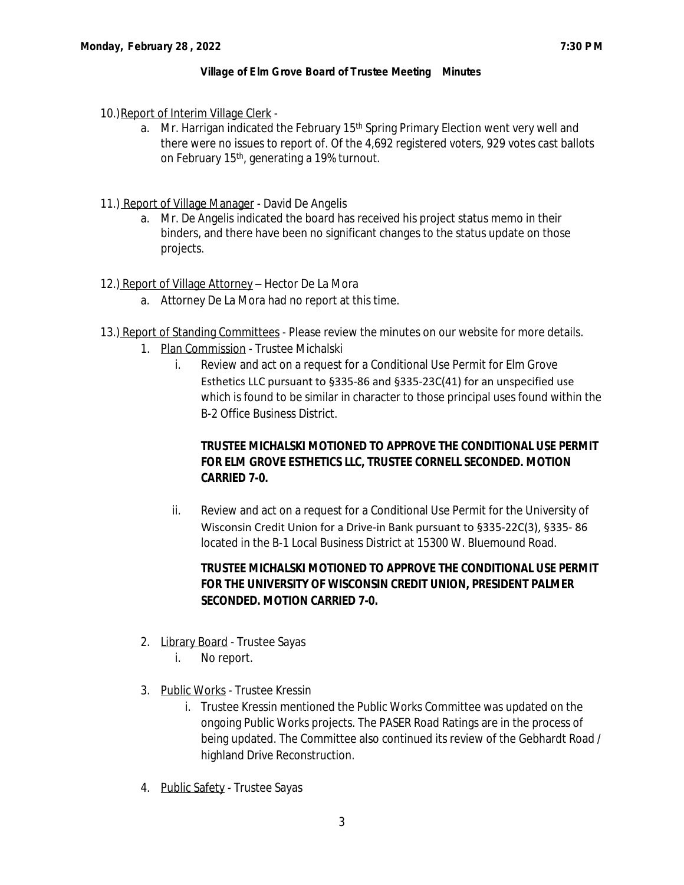10.) Report of Interim Village Clerk -

a. Mr. Harrigan indicated the February 15th Spring Primary Election went very well and there were no issues to report of. Of the 4,692 registered voters, 929 votes cast ballots on February 15th, generating a 19% turnout.

11.) Report of Village Manager - David De Angelis

a. Mr. De Angelis indicated the board has received his project status memo in their binders, and there have been no significant changes to the status update on those projects.

12.) Report of Village Attorney – Hector De La Mora

a. Attorney De La Mora had no report at this time.

13.) Report of Standing Committees - Please review the minutes on our website for more details.

1. Plan Commission - Trustee Michalski

    i. Review and act on a request for a Conditional Use Permit for Elm Grove Esthetics LLC pursuant to §335-86 and §335-23C(41) for an unspecified use which is found to be similar in character to those principal uses found within the B-2 Office Business District.

    **TRUSTEE MICHALSKI MOTIONED TO APPROVE THE CONDITIONAL USE PERMIT FOR ELM GROVE ESTHETICS LLC, TRUSTEE CORNELL SECONDED. MOTION CARRIED 7-0.**

    ii. Review and act on a request for a Conditional Use Permit for the University of Wisconsin Credit Union for a Drive-in Bank pursuant to §335-22C(3), §335- 86 located in the B-1 Local Business District at 15300 W. Bluemound Road.

    **TRUSTEE MICHALSKI MOTIONED TO APPROVE THE CONDITIONAL USE PERMIT FOR THE UNIVERSITY OF WISCONSIN CREDIT UNION, PRESIDENT PALMER SECONDED. MOTION CARRIED 7-0.**

2. Library Board - Trustee Sayas

    i. No report.

3. Public Works - Trustee Kressin

    i. Trustee Kressin mentioned the Public Works Committee was updated on the ongoing Public Works projects. The PASER Road Ratings are in the process of being updated. The Committee also continued its review of the Gebhardt Road / highland Drive Reconstruction.

4. Public Safety - Trustee Sayas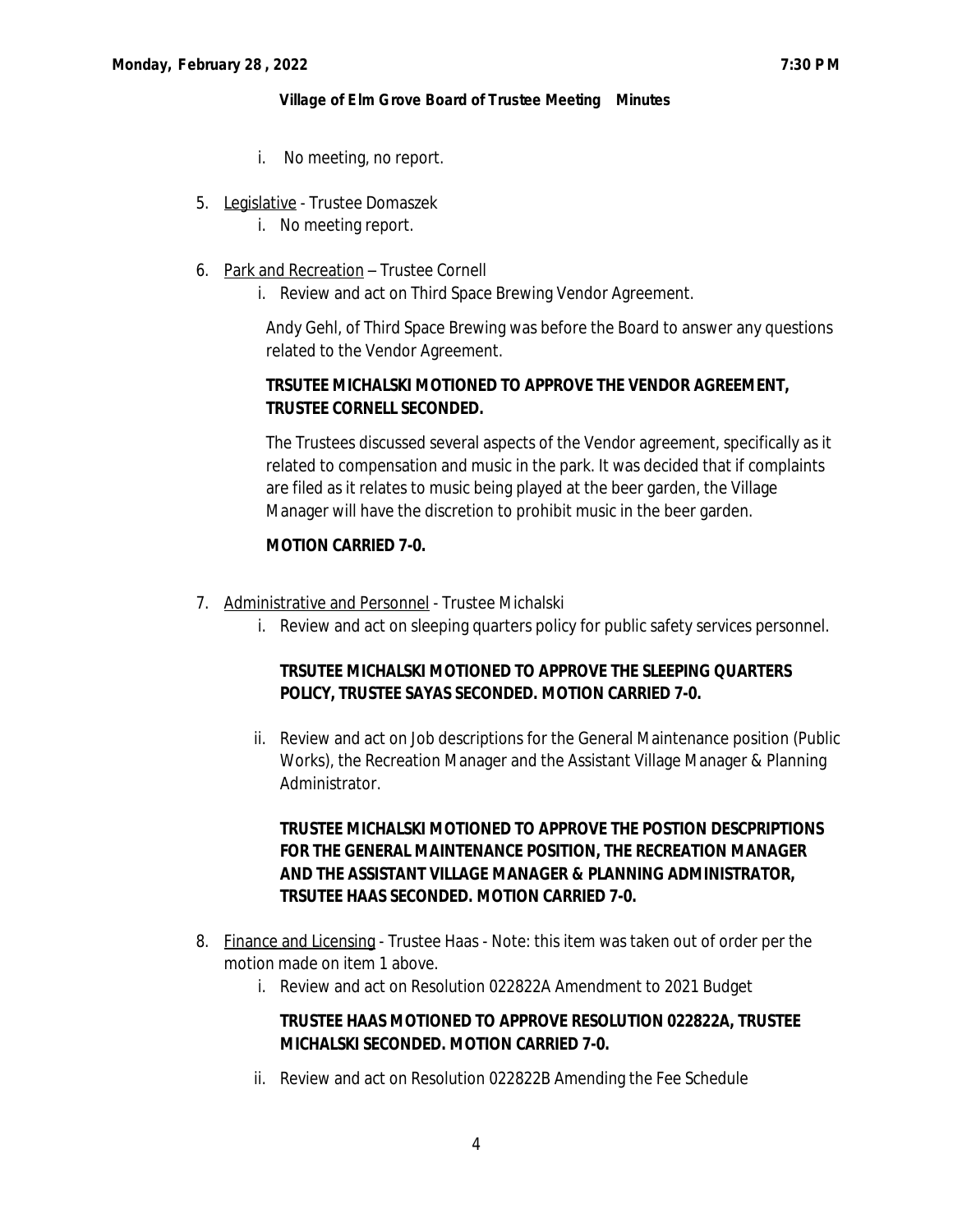i. No meeting, no report.

5. Legislative - Trustee Domaszek
    i. No meeting report.

6. Park and Recreation – Trustee Cornell
    i. Review and act on Third Space Brewing Vendor Agreement.

    Andy Gehl, of Third Space Brewing was before the Board to answer any questions related to the Vendor Agreement.

    **TRSUTEE MICHALSKI MOTIONED TO APPROVE THE VENDOR AGREEMENT, TRUSTEE CORNELL SECONDED.**

    The Trustees discussed several aspects of the Vendor agreement, specifically as it related to compensation and music in the park. It was decided that if complaints are filed as it relates to music being played at the beer garden, the Village Manager will have the discretion to prohibit music in the beer garden.

    **MOTION CARRIED 7-0.**

7. Administrative and Personnel - Trustee Michalski
    i. Review and act on sleeping quarters policy for public safety services personnel.

    **TRSUTEE MICHALSKI MOTIONED TO APPROVE THE SLEEPING QUARTERS POLICY, TRUSTEE SAYAS SECONDED. MOTION CARRIED 7-0.**

    ii. Review and act on Job descriptions for the General Maintenance position (Public Works), the Recreation Manager and the Assistant Village Manager & Planning Administrator.

    **TRUSTEE MICHALSKI MOTIONED TO APPROVE THE POSTION DESCPRIPTIONS FOR THE GENERAL MAINTENANCE POSITION, THE RECREATION MANAGER AND THE ASSISTANT VILLAGE MANAGER & PLANNING ADMINISTRATOR, TRSUTEE HAAS SECONDED. MOTION CARRIED 7-0.**

8. Finance and Licensing - Trustee Haas - Note: this item was taken out of order per the motion made on item 1 above.
    i. Review and act on Resolution 022822A Amendment to 2021 Budget

    **TRUSTEE HAAS MOTIONED TO APPROVE RESOLUTION 022822A, TRUSTEE MICHALSKI SECONDED. MOTION CARRIED 7-0.**

    ii. Review and act on Resolution 022822B Amending the Fee Schedule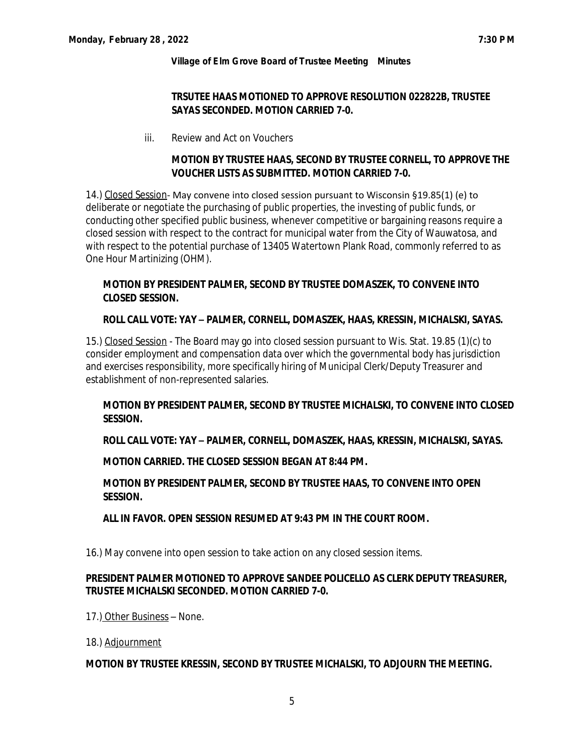**TRSUTEE HAAS MOTIONED TO APPROVE RESOLUTION 022822B, TRUSTEE SAYAS SECONDED. MOTION CARRIED 7-0.**

iii. Review and Act on Vouchers

**MOTION BY TRUSTEE HAAS, SECOND BY TRUSTEE CORNELL, TO APPROVE THE VOUCHER LISTS AS SUBMITTED. MOTION CARRIED 7-0.**

14.) Closed Session- May convene into closed session pursuant to Wisconsin §19.85(1) (e) to deliberate or negotiate the purchasing of public properties, the investing of public funds, or conducting other specified public business, whenever competitive or bargaining reasons require a closed session with respect to the contract for municipal water from the City of Wauwatosa, and with respect to the potential purchase of 13405 Watertown Plank Road, commonly referred to as One Hour Martinizing (OHM).

**MOTION BY PRESIDENT PALMER, SECOND BY TRUSTEE DOMASZEK, TO CONVENE INTO CLOSED SESSION.**

**ROLL CALL VOTE: YAY – PALMER, CORNELL, DOMASZEK, HAAS, KRESSIN, MICHALSKI, SAYAS.**

15.) Closed Session - The Board may go into closed session pursuant to Wis. Stat. 19.85 (1)(c) to consider employment and compensation data over which the governmental body has jurisdiction and exercises responsibility, more specifically hiring of Municipal Clerk/Deputy Treasurer and establishment of non-represented salaries.

**MOTION BY PRESIDENT PALMER, SECOND BY TRUSTEE MICHALSKI, TO CONVENE INTO CLOSED SESSION.**

**ROLL CALL VOTE: YAY – PALMER, CORNELL, DOMASZEK, HAAS, KRESSIN, MICHALSKI, SAYAS.**

**MOTION CARRIED. THE CLOSED SESSION BEGAN AT 8:44 PM.**

**MOTION BY PRESIDENT PALMER, SECOND BY TRUSTEE HAAS, TO CONVENE INTO OPEN SESSION.**

**ALL IN FAVOR. OPEN SESSION RESUMED AT 9:43 PM IN THE COURT ROOM.**

16.) May convene into open session to take action on any closed session items.

**PRESIDENT PALMER MOTIONED TO APPROVE SANDEE POLICELLO AS CLERK DEPUTY TREASURER, TRUSTEE MICHALSKI SECONDED. MOTION CARRIED 7-0.**

17.) Other Business – None.

18.) Adjournment

**MOTION BY TRUSTEE KRESSIN, SECOND BY TRUSTEE MICHALSKI, TO ADJOURN THE MEETING.**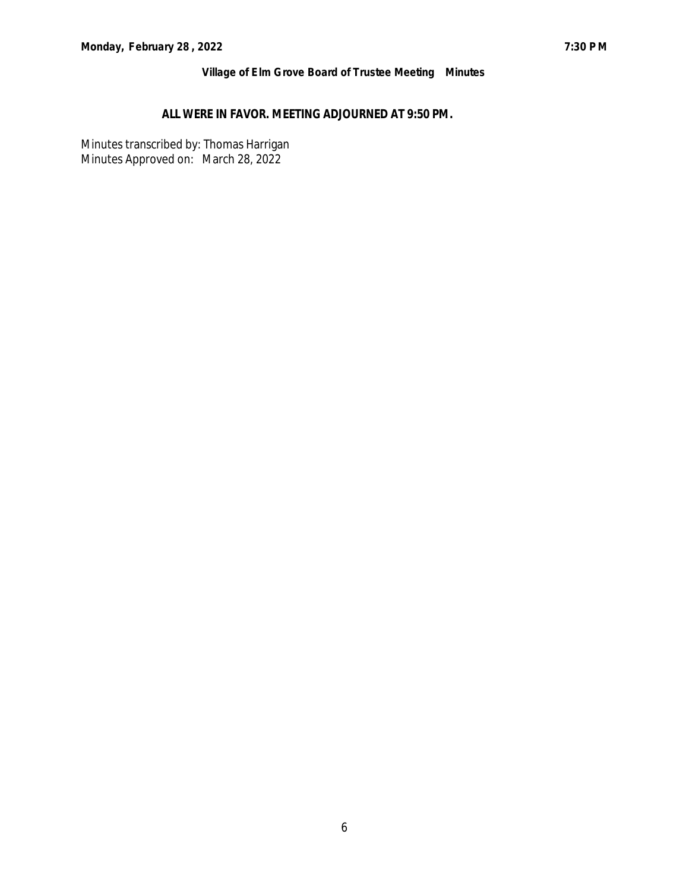**ALL WERE IN FAVOR. MEETING ADJOURNED AT 9:50 PM.**

Minutes transcribed by: Thomas Harrigan
Minutes Approved on: March 28, 2022